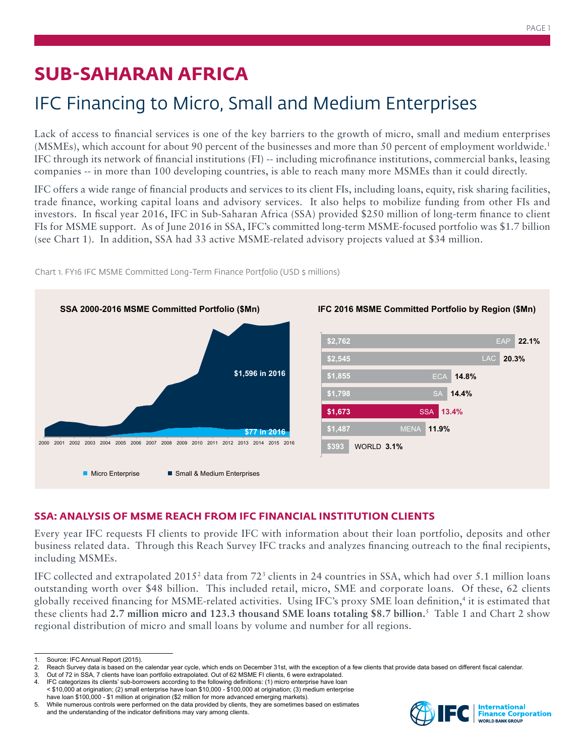# SUB-SAHARAN AFRICA

## IFC Financing to Micro, Small and Medium Enterprises

Lack of access to financial services is one of the key barriers to the growth of micro, small and medium enterprises (MSMEs), which account for about 90 percent of the businesses and more than 50 percent of employment worldwide.[1] IFC through its network of financial institutions (FI) -- including microfinance institutions, commercial banks, leasing companies -- in more than 100 developing countries, is able to reach many more MSMEs than it could directly.

IFC offers a wide range of financial products and services to its client FIs, including loans, equity, risk sharing facilities, trade finance, working capital loans and advisory services. It also helps to mobilize funding from other FIs and investors. In fiscal year 2016, IFC in Sub-Saharan Africa (SSA) provided $250 million of long-term finance to client FIs for MSME support. As of June 2016 in SSA, IFC's committed long-term MSME-focused portfolio was $1.7 billion (see Chart 1). In addition, SSA had 33 active MSME-related advisory projects valued at $34 million.

Chart 1. FY16 IFC MSME Committed Long-Term Finance Portfolio (USD $ millions)

**SSA 2000-2016 MSME Committed Portfolio ($Mn)**

- Small & Medium Enterprises: $1,596 in 2016
- Micro Enterprise: $77 in 2016

**IFC 2016 MSME Committed Portfolio by Region ($Mn)**

| Region | Amount ($Mn) | Share |
|---|---|---|
| EAP | $2,762 | 22.1% |
| LAC | $2,545 | 20.3% |
| ECA | $1,855 | 14.8% |
| SA | $1,798 | 14.4% |
| SSA | $1,673 | 13.4% |
| MENA | $1,487 | 11.9% |
| WORLD | $393 | 3.1% |

### SSA: ANALYSIS OF MSME REACH FROM IFC FINANCIAL INSTITUTION CLIENTS

Every year IFC requests FI clients to provide IFC with information about their loan portfolio, deposits and other business related data. Through this Reach Survey IFC tracks and analyzes financing outreach to the final recipients, including MSMEs.

IFC collected and extrapolated 2015[2] data from 72[3] clients in 24 countries in SSA, which had over 5.1 million loans outstanding worth over $48 billion. This included retail, micro, SME and corporate loans. Of these, 62 clients globally received financing for MSME-related activities. Using IFC's proxy SME loan definition,[4] it is estimated that these clients had **2.7 million micro and 123.3 thousand SME loans totaling $8.7 billion.**[5] Table 1 and Chart 2 show regional distribution of micro and small loans by volume and number for all regions.

---

1. Source: IFC Annual Report (2015).
2. Reach Survey data is based on the calendar year cycle, which ends on December 31st, with the exception of a few clients that provide data based on different fiscal calendar.
3. Out of 72 in SSA, 7 clients have loan portfolio extrapolated. Out of 62 MSME FI clients, 6 were extrapolated.
4. IFC categorizes its clients' sub-borrowers according to the following definitions: (1) micro enterprise have loan < $10,000 at origination; (2) small enterprise have loan $10,000 - $100,000 at origination; (3) medium enterprise have loan $100,000 - $1 million at origination ($2 million for more advanced emerging markets).
5. While numerous controls were performed on the data provided by clients, they are sometimes based on estimates and the understanding of the indicator definitions may vary among clients.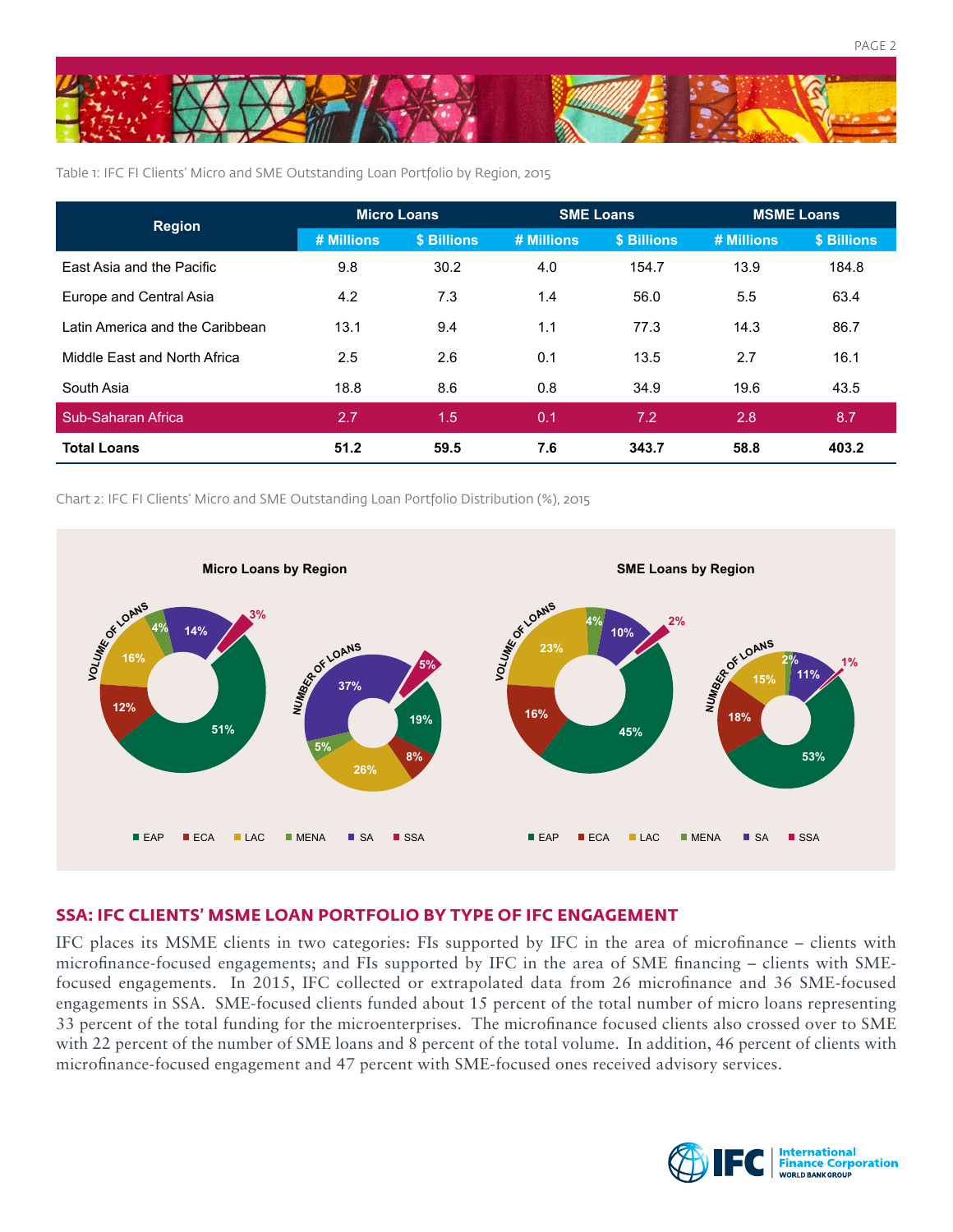Table 1: IFC FI Clients' Micro and SME Outstanding Loan Portfolio by Region, 2015

| Region | Micro Loans | | SME Loans | | MSME Loans | |
|---|---|---|---|---|---|---|
| | # Millions | $ Billions | # Millions | $ Billions | # Millions | $ Billions |
| East Asia and the Pacific | 9.8 | 30.2 | 4.0 | 154.7 | 13.9 | 184.8 |
| Europe and Central Asia | 4.2 | 7.3 | 1.4 | 56.0 | 5.5 | 63.4 |
| Latin America and the Caribbean | 13.1 | 9.4 | 1.1 | 77.3 | 14.3 | 86.7 |
| Middle East and North Africa | 2.5 | 2.6 | 0.1 | 13.5 | 2.7 | 16.1 |
| South Asia | 18.8 | 8.6 | 0.8 | 34.9 | 19.6 | 43.5 |
| Sub-Saharan Africa | 2.7 | 1.5 | 0.1 | 7.2 | 2.8 | 8.7 |
| **Total Loans** | **51.2** | **59.5** | **7.6** | **343.7** | **58.8** | **403.2** |

Chart 2: IFC FI Clients' Micro and SME Outstanding Loan Portfolio Distribution (%), 2015

**Micro Loans by Region**

| Region | Volume of Loans | Number of Loans |
|---|---|---|
| EAP | 51% | 19% |
| ECA | 12% | 8% |
| LAC | 16% | 26% |
| MENA | 4% | 5% |
| SA | 14% | 37% |
| SSA | 3% | 5% |

**SME Loans by Region**

| Region | Volume of Loans | Number of Loans |
|---|---|---|
| EAP | 45% | 53% |
| ECA | 16% | 18% |
| LAC | 23% | 15% |
| MENA | 4% | 2% |
| SA | 10% | 11% |
| SSA | 2% | 1% |

## SSA: IFC CLIENTS' MSME LOAN PORTFOLIO BY TYPE OF IFC ENGAGEMENT

IFC places its MSME clients in two categories: FIs supported by IFC in the area of microfinance – clients with microfinance-focused engagements; and FIs supported by IFC in the area of SME financing – clients with SME-focused engagements. In 2015, IFC collected or extrapolated data from 26 microfinance and 36 SME-focused engagements in SSA. SME-focused clients funded about 15 percent of the total number of micro loans representing 33 percent of the total funding for the microenterprises. The microfinance focused clients also crossed over to SME with 22 percent of the number of SME loans and 8 percent of the total volume. In addition, 46 percent of clients with microfinance-focused engagement and 47 percent with SME-focused ones received advisory services.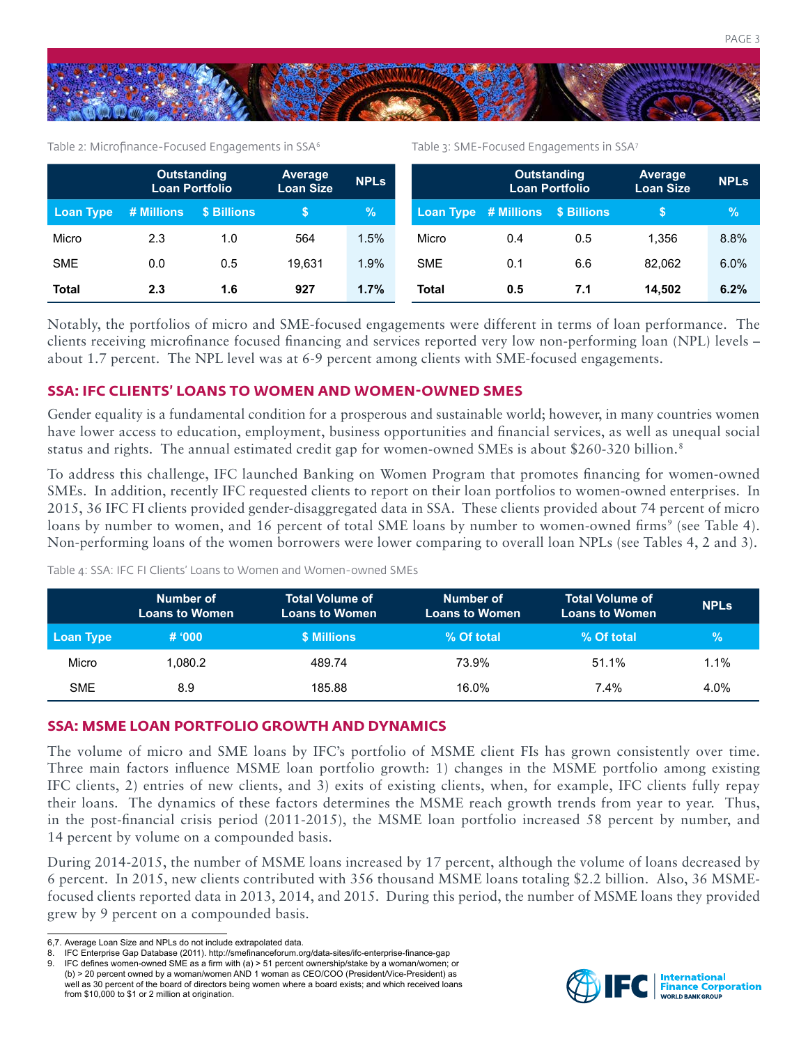Table 2: Microfinance-Focused Engagements in SSA[6]

| | Outstanding Loan Portfolio | | Average Loan Size | NPLs |
|---|---|---|---|---|
| Loan Type | # Millions | $ Billions | $ | % |
| Micro | 2.3 | 1.0 | 564 | 1.5% |
| SME | 0.0 | 0.5 | 19,631 | 1.9% |
| **Total** | **2.3** | **1.6** | **927** | **1.7%** |

Table 3: SME-Focused Engagements in SSA[7]

| | Outstanding Loan Portfolio | | Average Loan Size | NPLs |
|---|---|---|---|---|
| Loan Type | # Millions | $ Billions | $ | % |
| Micro | 0.4 | 0.5 | 1,356 | 8.8% |
| SME | 0.1 | 6.6 | 82,062 | 6.0% |
| **Total** | **0.5** | **7.1** | **14,502** | **6.2%** |

Notably, the portfolios of micro and SME-focused engagements were different in terms of loan performance. The clients receiving microfinance focused financing and services reported very low non-performing loan (NPL) levels – about 1.7 percent. The NPL level was at 6-9 percent among clients with SME-focused engagements.

## SSA: IFC CLIENTS' LOANS TO WOMEN AND WOMEN-OWNED SMES

Gender equality is a fundamental condition for a prosperous and sustainable world; however, in many countries women have lower access to education, employment, business opportunities and financial services, as well as unequal social status and rights. The annual estimated credit gap for women-owned SMEs is about $260-320 billion.[8]

To address this challenge, IFC launched Banking on Women Program that promotes financing for women-owned SMEs. In addition, recently IFC requested clients to report on their loan portfolios to women-owned enterprises. In 2015, 36 IFC FI clients provided gender-disaggregated data in SSA. These clients provided about 74 percent of micro loans by number to women, and 16 percent of total SME loans by number to women-owned firms[9] (see Table 4). Non-performing loans of the women borrowers were lower comparing to overall loan NPLs (see Tables 4, 2 and 3).

Table 4: SSA: IFC FI Clients' Loans to Women and Women-owned SMEs

| | Number of Loans to Women | Total Volume of Loans to Women | Number of Loans to Women | Total Volume of Loans to Women | NPLs |
|---|---|---|---|---|---|
| Loan Type | # '000 | $ Millions | % Of total | % Of total | % |
| Micro | 1,080.2 | 489.74 | 73.9% | 51.1% | 1.1% |
| SME | 8.9 | 185.88 | 16.0% | 7.4% | 4.0% |

## SSA: MSME LOAN PORTFOLIO GROWTH AND DYNAMICS

The volume of micro and SME loans by IFC's portfolio of MSME client FIs has grown consistently over time. Three main factors influence MSME loan portfolio growth: 1) changes in the MSME portfolio among existing IFC clients, 2) entries of new clients, and 3) exits of existing clients, when, for example, IFC clients fully repay their loans. The dynamics of these factors determines the MSME reach growth trends from year to year. Thus, in the post-financial crisis period (2011-2015), the MSME loan portfolio increased 58 percent by number, and 14 percent by volume on a compounded basis.

During 2014-2015, the number of MSME loans increased by 17 percent, although the volume of loans decreased by 6 percent. In 2015, new clients contributed with 356 thousand MSME loans totaling $2.2 billion. Also, 36 MSME-focused clients reported data in 2013, 2014, and 2015. During this period, the number of MSME loans they provided grew by 9 percent on a compounded basis.

---

6,7. Average Loan Size and NPLs do not include extrapolated data.

8. IFC Enterprise Gap Database (2011). http://smefinanceforum.org/data-sites/ifc-enterprise-finance-gap

9. IFC defines women-owned SME as a firm with (a) > 51 percent ownership/stake by a woman/women; or (b) > 20 percent owned by a woman/women AND 1 woman as CEO/COO (President/Vice-President) as well as 30 percent of the board of directors being women where a board exists; and which received loans from $10,000 to $1 or 2 million at origination.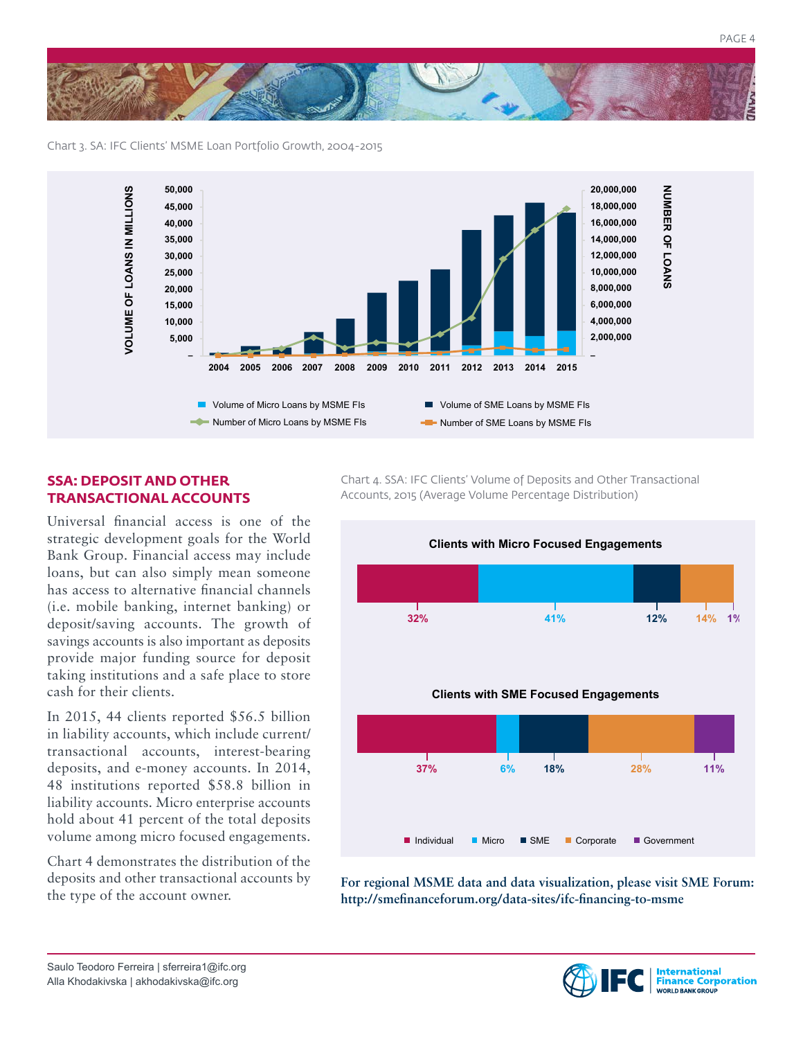Chart 3. SA: IFC Clients' MSME Loan Portfolio Growth, 2004-2015

VOLUME OF LOANS IN MILLIONS

50,000
45,000
40,000
35,000
30,000
25,000
20,000
15,000
10,000
5,000
–

NUMBER OF LOANS

20,000,000
18,000,000
16,000,000
14,000,000
12,000,000
10,000,000
8,000,000
6,000,000
4,000,000
2,000,000
–

2004 2005 2006 2007 2008 2009 2010 2011 2012 2013 2014 2015

Volume of Micro Loans by MSME FIs
Volume of SME Loans by MSME FIs
Number of Micro Loans by MSME FIs
Number of SME Loans by MSME FIs

## SSA: DEPOSIT AND OTHER TRANSACTIONAL ACCOUNTS

Universal financial access is one of the strategic development goals for the World Bank Group. Financial access may include loans, but can also simply mean someone has access to alternative financial channels (i.e. mobile banking, internet banking) or deposit/saving accounts. The growth of savings accounts is also important as deposits provide major funding source for deposit taking institutions and a safe place to store cash for their clients.

In 2015, 44 clients reported $56.5 billion in liability accounts, which include current/transactional accounts, interest-bearing deposits, and e-money accounts. In 2014, 48 institutions reported $58.8 billion in liability accounts. Micro enterprise accounts hold about 41 percent of the total deposits volume among micro focused engagements.

Chart 4 demonstrates the distribution of the deposits and other transactional accounts by the type of the account owner.

Chart 4. SSA: IFC Clients' Volume of Deposits and Other Transactional Accounts, 2015 (Average Volume Percentage Distribution)

Clients with Micro Focused Engagements

32% 41% 12% 14% 1%

Clients with SME Focused Engagements

37% 6% 18% 28% 11%

Individual Micro SME Corporate Government

**For regional MSME data and data visualization, please visit SME Forum: http://smefinanceforum.org/data-sites/ifc-financing-to-msme**

Saulo Teodoro Ferreira | sferreira1@ifc.org
Alla Khodakivska | akhodakivska@ifc.org